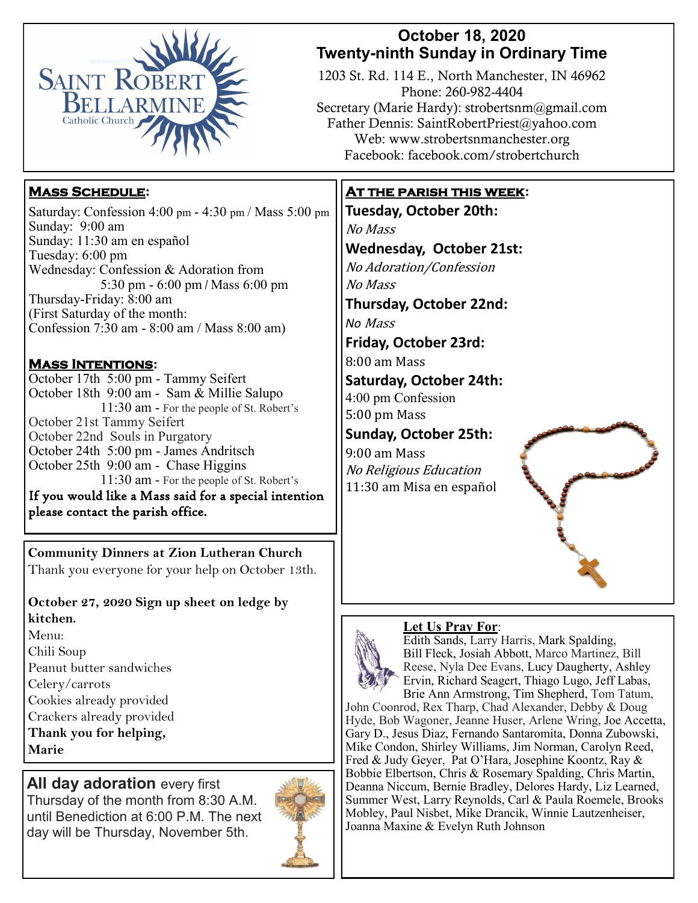# October 18, 2020
## Twenty-ninth Sunday in Ordinary Time

1203 St. Rd. 114 E., North Manchester, IN 46962
Phone: 260-982-4404
Secretary (Marie Hardy): strobertsnm@gmail.com
Father Dennis: SaintRobertPriest@yahoo.com
Web: www.strobertsnmanchester.org
Facebook: facebook.com/strobertchurch

### Mass Schedule:

Saturday: Confession 4:00 pm - 4:30 pm / Mass 5:00 pm
Sunday: 9:00 am
Sunday: 11:30 am en español
Tuesday: 6:00 pm
Wednesday: Confession & Adoration from 5:30 pm - 6:00 pm / Mass 6:00 pm
Thursday-Friday: 8:00 am
(First Saturday of the month: Confession 7:30 am - 8:00 am / Mass 8:00 am)

### Mass Intentions:

October 17th 5:00 pm - Tammy Seifert
October 18th 9:00 am - Sam & Millie Salupo
11:30 am - For the people of St. Robert's
October 21st Tammy Seifert
October 22nd Souls in Purgatory
October 24th 5:00 pm - James Andritsch
October 25th 9:00 am - Chase Higgins
11:30 am - For the people of St. Robert's

**If you would like a Mass said for a special intention please contact the parish office.**

### Community Dinners at Zion Lutheran Church

Thank you everyone for your help on October 13th.

**October 27, 2020 Sign up sheet on ledge by kitchen.**

Menu:
Chili Soup
Peanut butter sandwiches
Celery/carrots
Cookies already provided
Crackers already provided

**Thank you for helping,**
**Marie**

**All day adoration** every first Thursday of the month from 8:30 A.M. until Benediction at 6:00 P.M. The next day will be Thursday, November 5th.

### At the parish this week:

**Tuesday, October 20th:**
*No Mass*

**Wednesday, October 21st:**
*No Adoration/Confession*
*No Mass*

**Thursday, October 22nd:**
*No Mass*

**Friday, October 23rd:**
8:00 am Mass

**Saturday, October 24th:**
4:00 pm Confession
5:00 pm Mass

**Sunday, October 25th:**
9:00 am Mass
*No Religious Education*
11:30 am Misa en español

### Let Us Pray For:

Edith Sands, Larry Harris, Mark Spalding, Bill Fleck, Josiah Abbott, Marco Martinez, Bill Reese, Nyla Dee Evans, Lucy Daugherty, Ashley Ervin, Richard Seagert, Thiago Lugo, Jeff Labas, Brie Ann Armstrong, Tim Shepherd, Tom Tatum, John Coonrod, Rex Tharp, Chad Alexander, Debby & Doug Hyde, Bob Wagoner, Jeanne Huser, Arlene Wring, Joe Accetta, Gary D., Jesus Diaz, Fernando Santaromita, Donna Zubowski, Mike Condon, Shirley Williams, Jim Norman, Carolyn Reed, Fred & Judy Geyer, Pat O'Hara, Josephine Koontz, Ray & Bobbie Elbertson, Chris & Rosemary Spalding, Chris Martin, Deanna Niccum, Bernie Bradley, Delores Hardy, Liz Learned, Summer West, Larry Reynolds, Carl & Paula Roemele, Brooks Mobley, Paul Nisbet, Mike Drancik, Winnie Lautzenheiser, Joanna Maxine & Evelyn Ruth Johnson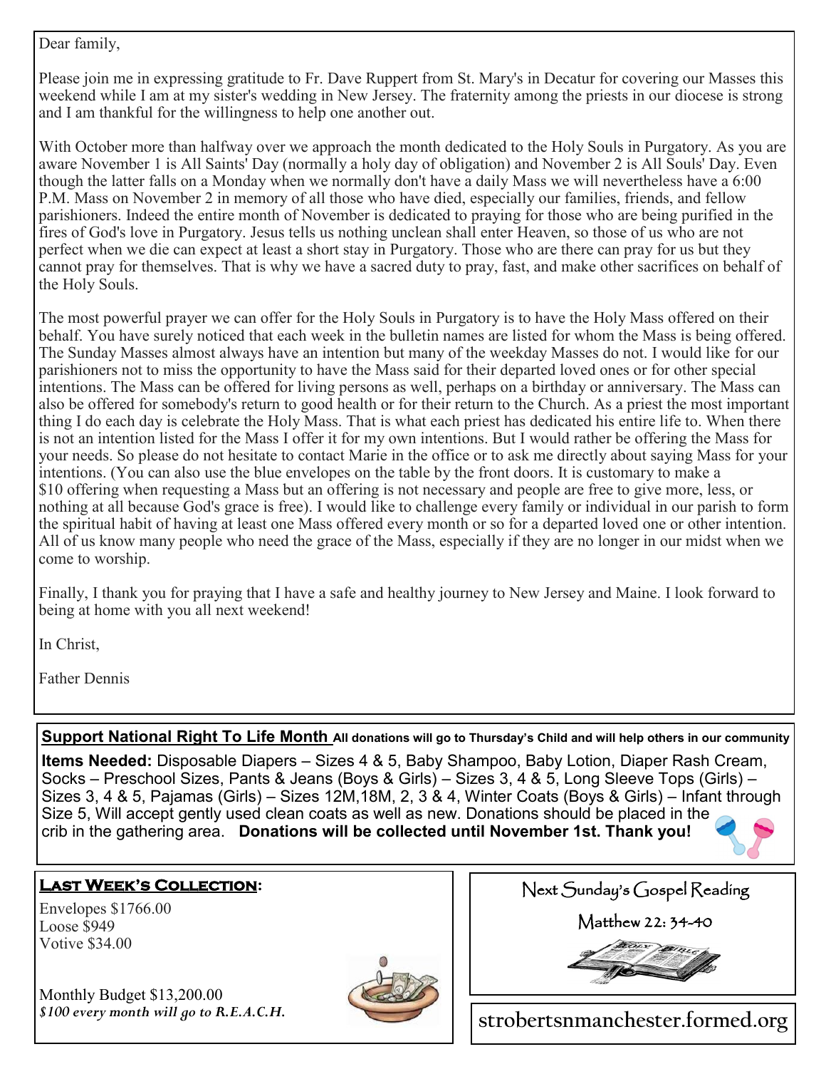Dear family,

Please join me in expressing gratitude to Fr. Dave Ruppert from St. Mary's in Decatur for covering our Masses this weekend while I am at my sister's wedding in New Jersey. The fraternity among the priests in our diocese is strong and I am thankful for the willingness to help one another out.

With October more than halfway over we approach the month dedicated to the Holy Souls in Purgatory. As you are aware November 1 is All Saints' Day (normally a holy day of obligation) and November 2 is All Souls' Day. Even though the latter falls on a Monday when we normally don't have a daily Mass we will nevertheless have a 6:00 P.M. Mass on November 2 in memory of all those who have died, especially our families, friends, and fellow parishioners. Indeed the entire month of November is dedicated to praying for those who are being purified in the fires of God's love in Purgatory. Jesus tells us nothing unclean shall enter Heaven, so those of us who are not perfect when we die can expect at least a short stay in Purgatory. Those who are there can pray for us but they cannot pray for themselves. That is why we have a sacred duty to pray, fast, and make other sacrifices on behalf of the Holy Souls.

The most powerful prayer we can offer for the Holy Souls in Purgatory is to have the Holy Mass offered on their behalf. You have surely noticed that each week in the bulletin names are listed for whom the Mass is being offered. The Sunday Masses almost always have an intention but many of the weekday Masses do not. I would like for our parishioners not to miss the opportunity to have the Mass said for their departed loved ones or for other special intentions. The Mass can be offered for living persons as well, perhaps on a birthday or anniversary. The Mass can also be offered for somebody's return to good health or for their return to the Church. As a priest the most important thing I do each day is celebrate the Holy Mass. That is what each priest has dedicated his entire life to. When there is not an intention listed for the Mass I offer it for my own intentions. But I would rather be offering the Mass for your needs. So please do not hesitate to contact Marie in the office or to ask me directly about saying Mass for your intentions. (You can also use the blue envelopes on the table by the front doors. It is customary to make a $10 offering when requesting a Mass but an offering is not necessary and people are free to give more, less, or nothing at all because God's grace is free). I would like to challenge every family or individual in our parish to form the spiritual habit of having at least one Mass offered every month or so for a departed loved one or other intention. All of us know many people who need the grace of the Mass, especially if they are no longer in our midst when we come to worship.

Finally, I thank you for praying that I have a safe and healthy journey to New Jersey and Maine. I look forward to being at home with you all next weekend!

In Christ,

Father Dennis

**Support National Right To Life Month** **All donations will go to Thursday's Child and will help others in our community**

**Items Needed:** Disposable Diapers – Sizes 4 & 5, Baby Shampoo, Baby Lotion, Diaper Rash Cream, Socks – Preschool Sizes, Pants & Jeans (Boys & Girls) – Sizes 3, 4 & 5, Long Sleeve Tops (Girls) – Sizes 3, 4 & 5, Pajamas (Girls) – Sizes 12M,18M, 2, 3 & 4, Winter Coats (Boys & Girls) – Infant through Size 5, Will accept gently used clean coats as well as new. Donations should be placed in the crib in the gathering area. **Donations will be collected until November 1st. Thank you!**

**Last Week's Collection:**

Envelopes $1766.00
Loose $949
Votive $34.00

Monthly Budget $13,200.00
*$100 every month will go to R.E.A.C.H.*

Next Sunday's Gospel Reading

Matthew 22: 34-40

strobertsnmanchester.formed.org